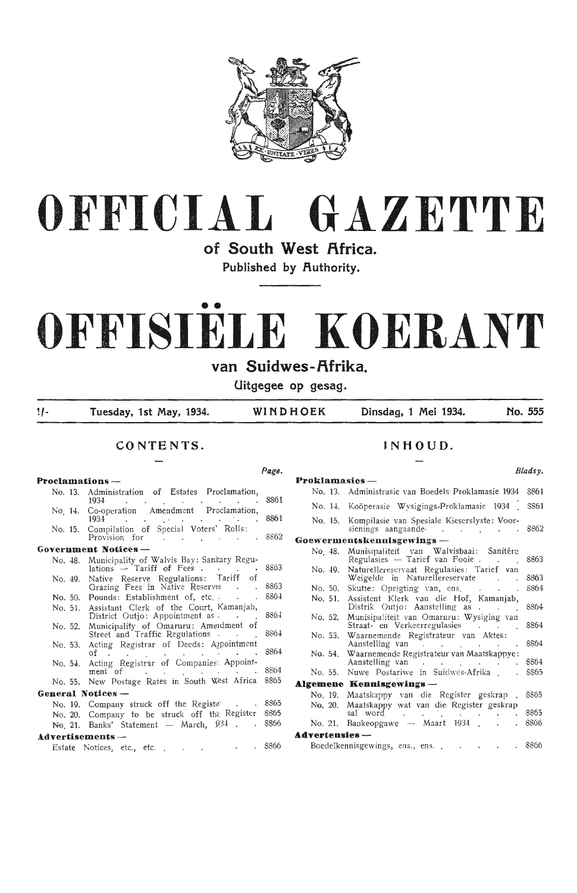# OFFICIAL GAZETTE

## of South West Africa.

Published by Authority.

# OFFISIËLE KOERANT

## van Suidwes-Afrika.

Uitgegee op gesag.

| 1/- | Tuesday, 1st May, 1934. | WINDHOEK | Dinsdag, 1 Mei 1934. | No. 555 |
|---|---|---|---|---|

## CONTENTS.

| | Page. |
|---|---|
| **Proclamations —** | |
| No. 13. Administration of Estates Proclamation, 1934 | 8861 |
| No. 14. Co-operation Amendment Proclamation, 1934 | 8861 |
| No. 15. Compilation of Special Voters' Rolls: Provision for | 8862 |
| **Government Notices —** | |
| No. 48. Municipality of Walvis Bay: Sanitary Regulations — Tariff of Fees | 8863 |
| No. 49. Native Reserve Regulations: Tariff of Grazing Fees in Native Reserves | 8863 |
| No. 50. Pounds: Establishment of, etc. | 8864 |
| No. 51. Assistant Clerk of the Court, Kamanjab, District Outjo: Appointment as | 8864 |
| No. 52. Municipality of Omaruru: Amendment of Street and Traffic Regulations | 8864 |
| No. 53. Acting Registrar of Deeds: Appointment of | 8864 |
| No. 54. Acting Registrar of Companies: Appointment of | 8864 |
| No. 55. New Postage Rates in South West Africa | 8865 |
| **General Notices —** | |
| No. 19. Company struck off the Register | 8865 |
| No. 20. Company to be struck off the Register | 8865 |
| No. 21. Banks' Statement — March, 1934 | 8866 |
| **Advertisements —** | |
| Estate Notices, etc., etc. | 8866 |

## INHOUD.

| | Bladsy. |
|---|---|
| **Proklamasies —** | |
| No. 13. Administrasie van Boedels Proklamasie 1934 | 8861 |
| No. 14. Koöperasie Wysigings-Proklamasie 1934 | 8861 |
| No. 15. Kompilasie van Spesiale Kieserslyste: Voorsienings aangaande | 8862 |
| **Goewermentskennisgewings —** | |
| No. 48. Munisipaliteit van Walvisbaai: Sanitêre Regulasies — Tarief van Fooie | 8863 |
| No. 49. Naturellereservaat Regulasies: Tarief van Weigelde in Naturellereservate | 8863 |
| No. 50. Skutte: Oprigting van, ens. | 8864 |
| No. 51. Assistent Klerk van die Hof, Kamanjab, Distrik Outjo: Aanstelling as | 8864 |
| No. 52. Munisipaliteit van Omaruru: Wysiging van Straat- en Verkeerregulasies | 8864 |
| No. 53. Waarnemende Registrateur van Aktes: Aanstelling van | 8864 |
| No. 54. Waarnemende Registrateur van Maatskappye: Aanstelling van | 8864 |
| No. 55. Nuwe Posariwe in Suidwes-Afrika | 8865 |
| **Algemene Kennisgewings —** | |
| No. 19. Maatskappy van die Register geskrap | 8865 |
| No. 20. Maatskappy wat van die Register geskrap sal word | 8865 |
| No. 21. Bankeopgawe — Maart 1934 | 8866 |
| **Advertensies —** | |
| Boedelkennisgewings, ens., ens. | 8866 |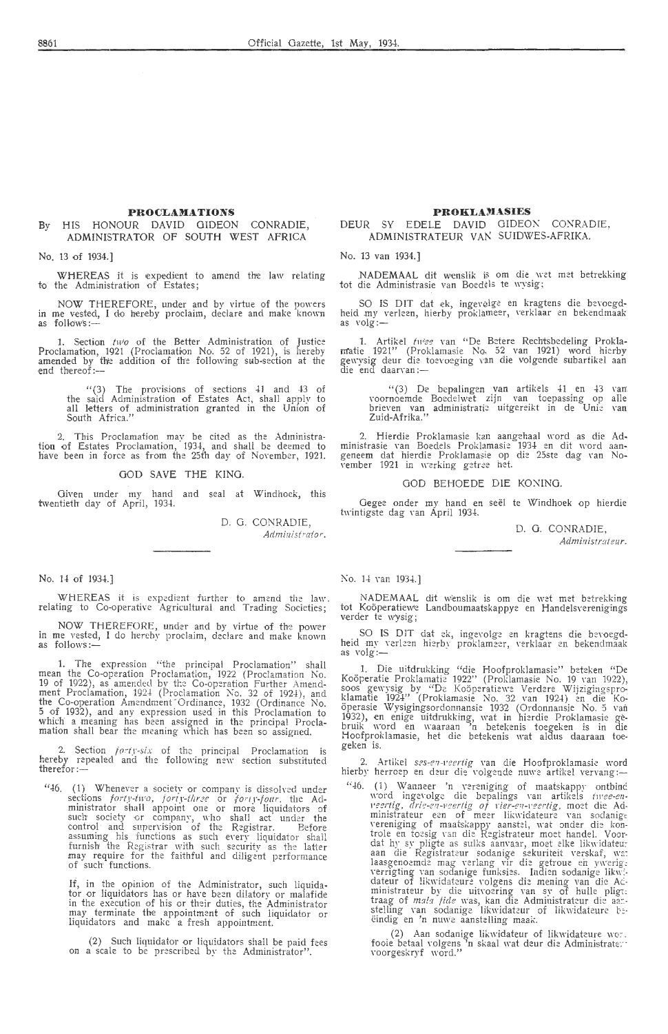## PROCLAMATIONS

By HIS HONOUR DAVID GIDEON CONRADIE, ADMINISTRATOR OF SOUTH WEST AFRICA

No. 13 of 1934.]

WHEREAS it is expedient to amend the law relating to the Administration of Estates;

NOW THEREFORE, under and by virtue of the powers in me vested, I do hereby proclaim, declare and make known as follows:—

1. Section *two* of the Better Administration of Justice Proclamation, 1921 (Proclamation No. 52 of 1921), is hereby amended by the addition of the following sub-section at the end thereof:—

"(3) The provisions of sections 41 and 43 of the said Administration of Estates Act, shall apply to all letters of administration granted in the Union of South Africa."

2. This Proclamation may be cited as the Administration of Estates Proclamation, 1934, and shall be deemed to have been in force as from the 25th day of November, 1921.

GOD SAVE THE KING.

Given under my hand and seal at Windhoek, this twentieth day of April, 1934.

D. G. CONRADIE,
*Administrator.*

## PROKLAMASIES

DEUR SY EDELE DAVID GIDEON CONRADIE, ADMINISTRATEUR VAN SUIDWES-AFRIKA.

No. 13 van 1934.]

NADEMAAL dit wenslik is om die wet met betrekking tot die Administrasie van Boedels te wysig;

SO IS DIT dat ek, ingevolge en kragtens die bevoegdheid my verleen, hierby proklameer, verklaar en bekendmaak as volg:—

1. Artikel *twee* van "De Betere Rechtsbedeling Proklamatie 1921" (Proklamasie No. 52 van 1921) word hierby gewysig deur die toevoeging van die volgende subartikel aan die end daarvan:—

"(3) De bepalingen van artikels 41 en 43 van voornoemde Boedelwet zijn van toepassing op alle brieven van administratie uitgereikt in de Unie van Zuid-Afrika."

2. Hierdie Proklamasie kan aangehaal word as die Administrasie van Boedels Proklamasie 1934 en dit word aangeneem dat hierdie Proklamasie op die 25ste dag van November 1921 in werking getree het.

GOD BEHOEDE DIE KONING.

Gegee onder my hand en seël te Windhoek op hierdie twintigste dag van April 1934.

D. G. CONRADIE,
*Administrateur.*

---

No. 14 of 1934.]

WHEREAS it is expedient further to amend the law relating to Co-operative Agricultural and Trading Societies;

NOW THEREFORE, under and by virtue of the power in me vested, I do hereby proclaim, declare and make known as follows:—

1. The expression "the principal Proclamation" shall mean the Co-operation Proclamation, 1922 (Proclamation No. 19 of 1922), as amended by the Co-operation Further Amendment Proclamation, 1924 (Proclamation No. 32 of 1924), and the Co-operation Amendment Ordinance, 1932 (Ordinance No. 5 of 1932), and any expression used in this Proclamation to which a meaning has been assigned in the principal Proclamation shall bear the meaning which has been so assigned.

2. Section *forty-six* of the principal Proclamation is hereby repealed and the following new section substituted therefor:—

"46. (1) Whenever a society or company is dissolved under sections *forty-two, forty-three* or *forty-four*, the Administrator shall appoint one or more liquidators of such society or company, who shall act under the control and supervision of the Registrar. Before assuming his functions as such every liquidator shall furnish the Registrar with such security as the latter may require for the faithful and diligent performance of such functions.

If, in the opinion of the Administrator, such liquidator or liquidators has or have been dilatory or malafide in the execution of his or their duties, the Administrator may terminate the appointment of such liquidator or liquidators and make a fresh appointment.

(2) Such liquidator or liquidators shall be paid fees on a scale to be prescribed by the Administrator".

No. 14 van 1934.]

NADEMAAL dit wenslik is om die wet met betrekking tot Koöperatiewe Landboumaatskappye en Handelsverenigings verder te wysig;

SO IS DIT dat ek, ingevolge en kragtens die bevoegdheid my verleen hierby proklameer, verklaar en bekendmaak as volg:—

1. Die uitdrukking "die Hoofproklamasie" beteken "De Koöperatie Proklamatie 1922" (Proklamasie No. 19 van 1922), soos gewysig by "De Koöperatiewe Verdere Wijzigingsproklamatie 1924" (Proklamasie No. 32 van 1924) en die Koöperasie Wysigingsordonnansie 1932 (Ordonnansie No. 5 van 1932), en enige uitdrukking, wat in hierdie Proklamasie gebruik word en waaraan 'n betekenis toegeken is in die Hoofproklamasie, het die betekenis wat aldus daaraan toegeken is.

2. Artikel *ses-en-veertig* van die Hoofproklamasie word hierby herroep en deur die volgende nuwe artikel vervang:—

"46. (1) Wanneer 'n vereniging of maatskappy ontbind word ingevolge die bepalings van artikels *twee-en-veertig, drie-en-veertig of vier-en-veertig*, moet die Administrateur een of meer likwidateure van sodanige vereniging of maatskappy aanstel, wat onder die kontrole en toesig van die Registrateur moet handel. Voordat hy sy pligte as sulks aanvaar, moet elke likwidateur aan die Registrateur sodanige sekuriteit verskaf, wat laasgenoemde mag verlang vir die getroue en ywerige verrigting van sodanige funksies. Indien sodanige likwidateur of likwidateure volgens die mening van die Administrateur by die uitvoering van sy of hulle pligte traag of *mala fide* was, kan die Administrateur die aanstelling van sodanige likwidateur of likwidateure beëindig en 'n nuwe aanstelling maak.

(2) Aan sodanige likwidateur of likwidateure word fooie betaal volgens 'n skaal wat deur die Administrateur voorgeskryf word."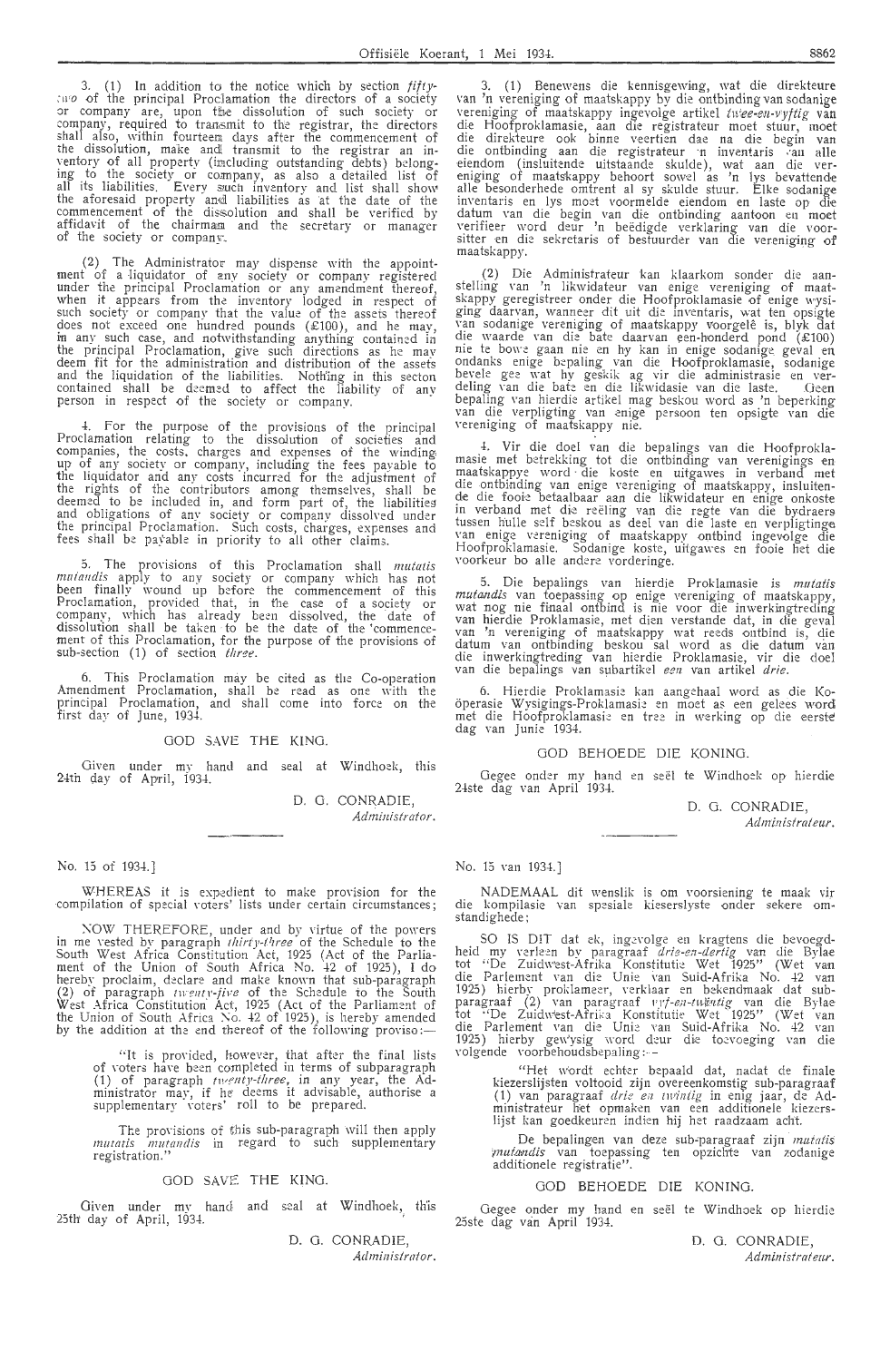3. (1) In addition to the notice which by section *fifty-two* of the principal Proclamation the directors of a society or company are, upon the dissolution of such society or company, required to transmit to the registrar, the directors shall also, within fourteen days after the commencement of the dissolution, make and transmit to the registrar an inventory of all property (including outstanding debts) belonging to the society or company, as also a detailed list of all its liabilities. Every such inventory and list shall show the aforesaid property and liabilities as at the date of the commencement of the dissolution and shall be verified by affidavit of the chairman and the secretary or manager of the society or company.

(2) The Administrator may dispense with the appointment of a liquidator of any society or company registered under the principal Proclamation or any amendment thereof, when it appears from the inventory lodged in respect of such society or company that the value of the assets thereof does not exceed one hundred pounds (£100), and he may, in any such case, and notwithstanding anything contained in the principal Proclamation, give such directions as he may deem fit for the administration and distribution of the assets and the liquidation of the liabilities. Nothing in this secton contained shall be deemed to affect the liability of any person in respect of the society or company.

4. For the purpose of the provisions of the principal Proclamation relating to the dissolution of societies and companies, the costs, charges and expenses of the winding up of any society or company, including the fees payable to the liquidator and any costs incurred for the adjustment of the rights of the contributors among themselves, shall be deemed to be included in, and form part of, the liabilities and obligations of any society or company dissolved under the principal Proclamation. Such costs, charges, expenses and fees shall be payable in priority to all other claims.

5. The provisions of this Proclamation shall *mutatis mutandis* apply to any society or company which has not been finally wound up before the commencement of this Proclamation, provided that, in the case of a society or company, which has already been dissolved, the date of dissolution shall be taken to be the date of the commencement of this Proclamation, for the purpose of the provisions of sub-section (1) of section *three*.

6. This Proclamation may be cited as the Co-operation Amendment Proclamation, shall be read as one with the principal Proclamation, and shall come into force on the first day of June, 1934.

GOD SAVE THE KING.

Given under my hand and seal at Windhoek, this 24th day of April, 1934.

D. G. CONRADIE,
*Administrator.*

3. (1) Benewens die kennisgewing, wat die direkteure van 'n vereniging of maatskappy by die ontbinding van sodanige vereniging of maatskappy ingevolge artikel *twee-en-vyftig* van die Hoofproklamasie, aan die registrateur moet stuur, moet die direkteure ook binne veertien dae na die begin van die ontbinding aan die registrateur 'n inventaris van alle eiendom (insluitende uitstaande skulde), wat aan die vereniging of maatskappy behoort sowel as 'n lys bevattende alle besonderhede omtrent al sy skulde stuur. Elke sodanige inventaris en lys moet voormelde eiendom en laste op die datum van die begin van die ontbinding aantoon en moet verifieer word deur 'n beëdigde verklaring van die voorsitter en die sekretaris of bestuurder van die vereniging of maatskappy.

(2) Die Administrateur kan klaarkom sonder die aanstelling van 'n likwidateur van enige vereniging of maatskappy geregistreer onder die Hoofproklamasie of enige wysiging daarvan, wanneer dit uit die inventaris, wat ten opsigte van sodanige vereniging of maatskappy voorgelê is, blyk dat die waarde van die bate daarvan een-honderd pond (£100) nie te bowe gaan nie en hy kan in enige sodanige geval en ondanks enige bepaling van die Hoofproklamasie, sodanige bevele gee wat hy geskik ag vir die administrasie en verdeling van die bate en die likwidasie van die laste. Geen bepaling van hierdie artikel mag beskou word as 'n beperking van die verpligting van enige persoon ten opsigte van die vereniging of maatskappy nie.

4. Vir die doel van die bepalings van die Hoofproklamasie met betrekking tot die ontbinding van verenigings en maatskappye word die koste en uitgawes in verband met die ontbinding van enige vereniging of maatskappy, insluitende die fooie betaalbaar aan die likwidateur en enige onkoste in verband met die reëling van die regte van die bydraers tussen hulle self beskou as deel van die laste en verpligtinge van enige vereniging of maatskappy ontbind ingevolge die Hoofproklamasie. Sodanige koste, uitgawes en fooie het die voorkeur bo alle andere vorderinge.

5. Die bepalings van hierdie Proklamasie is *mutatis mutandis* van toepassing op enige vereniging of maatskappy, wat nog nie finaal ontbind is nie voor die inwerkingtreding van hierdie Proklamasie, met dien verstande dat, in die geval van 'n vereniging of maatskappy wat reeds ontbind is, die datum van ontbinding beskou sal word as die datum van die inwerkingtreding van hierdie Proklamasie, vir die doel van die bepalings van subartikel *een* van artikel *drie*.

6. Hierdie Proklamasie kan aangehaal word as die Koöperasie Wysigings-Proklamasie en moet as een gelees word met die Hoofproklamasie en tree in werking op die eerste dag van Junie 1934.

GOD BEHOEDE DIE KONING.

Gegee onder my hand en seël te Windhoek op hierdie 24ste dag van April 1934.

D. G. CONRADIE,
*Administrateur.*

No. 15 of 1934.]

WHEREAS it is expedient to make provision for the compilation of special voters' lists under certain circumstances;

NOW THEREFORE, under and by virtue of the powers in me vested by paragraph *thirty-three* of the Schedule to the South West Africa Constitution Act, 1925 (Act of the Parliament of the Union of South Africa No. 42 of 1925), I do hereby proclaim, declare and make known that sub-paragraph (2) of paragraph *twenty-five* of the Schedule to the South West Africa Constitution Act, 1925 (Act of the Parliament of the Union of South Africa No. 42 of 1925), is hereby amended by the addition at the end thereof of the following proviso:—

> "It is provided, however, that after the final lists of voters have been completed in terms of subparagraph (1) of paragraph *twenty-three*, in any year, the Administrator may, if he deems it advisable, authorise a supplementary voters' roll to be prepared.
>
> The provisions of this sub-paragraph will then apply *mutatis mutandis* in regard to such supplementary registration."

GOD SAVE THE KING.

Given under my hand and seal at Windhoek, this 25th day of April, 1934.

D. G. CONRADIE,
*Administrator.*

No. 15 van 1934.]

NADEMAAL dit wenslik is om voorsiening te maak vir die kompilasie van spesiale kieserslyste onder sekere omstandighede;

SO IS DIT dat ek, ingevolge en kragtens die bevoegdheid my verleen by paragraaf *drie-en-dertig* van die Bylae tot "De Zuidwest-Afrika Konstitutie Wet 1925" (Wet van die Parlement van die Unie van Suid-Afrika No. 42 van 1925) hierby proklameer, verklaar en bekendmaak dat subparagraaf (2) van paragraaf *vyf-en-twintig* van die Bylae tot "De Zuidwest-Afrika Konstitutie Wet 1925" (Wet van die Parlement van die Unie van Suid-Afrika No. 42 van 1925) hierby gewysig word deur die toevoeging van die volgende voorbehoudsbepaling:—

> "Het wordt echter bepaald dat, nadat de finale kiezerslijsten voltooid zijn overeenkomstig sub-paragraaf (1) van paragraaf *drie en twintig* in enig jaar, de Administrateur het opmaken van een additionele kiezerslijst kan goedkeuren indien hij het raadzaam acht.
>
> De bepalingen van deze sub-paragraaf zijn *mutatis mutandis* van toepassing ten opzichte van zodanige additionele registratie".

GOD BEHOEDE DIE KONING.

Gegee onder my hand en seël te Windhoek op hierdie 25ste dag van April 1934.

D. G. CONRADIE,
*Administrateur.*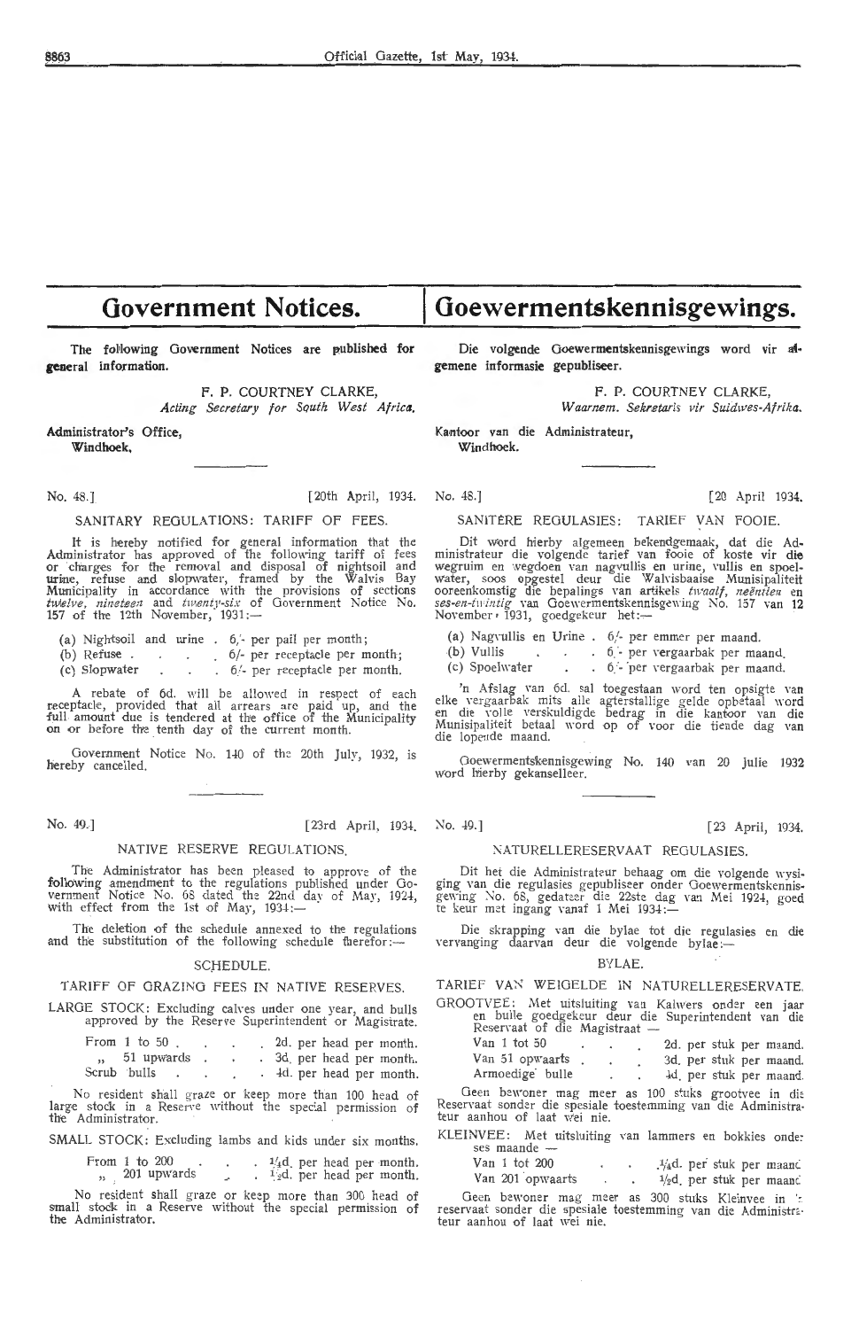# Government Notices.

The following Government Notices are published for general information.

F. P. COURTNEY CLARKE,
*Acting Secretary for South West Africa.*

Administrator's Office,
Windhoek,

No. 48.] [20th April, 1934.

## SANITARY REGULATIONS: TARIFF OF FEES.

It is hereby notified for general information that the Administrator has approved of the following tariff of fees or charges for the removal and disposal of nightsoil and urine, refuse and slopwater, framed by the Walvis Bay Municipality in accordance with the provisions of sections *twelve, nineteen* and *twenty-six* of Government Notice No. 157 of the 12th November, 1931:—

(a) Nightsoil and urine . 6/- per pail per month;
(b) Refuse . . . . 6/- per receptacle per month;
(c) Slopwater . . . 6/- per receptacle per month.

A rebate of 6d. will be allowed in respect of each receptacle, provided that all arrears are paid up, and the full amount due is tendered at the office of the Municipality on or before the tenth day of the current month.

Government Notice No. 140 of the 20th July, 1932, is hereby cancelled.

No. 49.] [23rd April, 1934.

## NATIVE RESERVE REGULATIONS.

The Administrator has been pleased to approve of the following amendment to the regulations published under Government Notice No. 68 dated the 22nd day of May, 1924, with effect from the 1st of May, 1934:—

The deletion of the schedule annexed to the regulations and the substitution of the following schedule therefor:—

### SCHEDULE.

TARIFF OF GRAZING FEES IN NATIVE RESERVES.

LARGE STOCK: Excluding calves under one year, and bulls approved by the Reserve Superintendent or Magistrate.

| | |
|---|---|
| From 1 to 50 . . . . | 2d. per head per month. |
| „ 51 upwards . . . | 3d. per head per month. |
| Scrub bulls . . . . | 4d. per head per month. |

No resident shall graze or keep more than 100 head of large stock in a Reserve without the special permission of the Administrator.

SMALL STOCK: Excluding lambs and kids under six months.

| | |
|---|---|
| From 1 to 200 . . . | ¼d. per head per month. |
| „ 201 upwards . . | ½d. per head per month. |

No resident shall graze or keep more than 300 head of small stock in a Reserve without the special permission of the Administrator.

# Goewermentskennisgewings.

Die volgende Goewermentskennisgewings word vir algemene informasie gepubliseer.

F. P. COURTNEY CLARKE,
*Waarnem. Sekretaris vir Suidwes-Afrika.*

Kantoor van die Administrateur,
Windhoek.

No. 48.] [20 April 1934.

## SANITÊRE REGULASIES: TARIEF VAN FOOIE.

Dit word hierby algemeen bekendgemaak, dat die Administrateur die volgende tarief van fooie of koste vir die wegruim en wegdoen van nagvullis en urine, vullis en spoelwater, soos opgestel deur die Walvisbaaise Munisipaliteit ooreenkomstig die bepalings van artikels *twaalf, neëntien* en *ses-en-twintig* van Goewermentskennisgewing No. 157 van 12 November 1931, goedgekeur het:—

(a) Nagvullis en Urine . 6/- per emmer per maand.
(b) Vullis . . . . 6/- per vergaarbak per maand.
(c) Spoelwater . . . 6/- per vergaarbak per maand.

'n Afslag van 6d. sal toegestaan word ten opsigte van elke vergaarbak mits alle agterstallige gelde opbetaal word en die volle verskuldigde bedrag in die kantoor van die Munisipaliteit betaal word op of voor die tiende dag van die lopende maand.

Goewermentskennisgewing No. 140 van 20 Julie 1932 word hierby gekanselleer.

No. 49.] [23 April, 1934.

## NATURELLERESERVAAT REGULASIES.

Dit het die Administrateur behaag om die volgende wysiging van die regulasies gepubliseer onder Goewermentskennisgewing No. 68, gedateer die 22ste dag van Mei 1924, goed te keur met ingang vanaf 1 Mei 1934:—

Die skrapping van die bylae tot die regulasies en die vervanging daarvan deur die volgende bylae:—

### BYLAE.

TARIEF VAN WEIGELDE IN NATURELLERESERVATE.

GROOTVEE: Met uitsluiting van Kalwers onder een jaar en bulle goedgekeur deur die Superintendent van die Reservaat of die Magistraat —

| | |
|---|---|
| Van 1 tot 50 . . . | 2d. per stuk per maand. |
| Van 51 opwaarts . . . | 3d. per stuk per maand. |
| Armoedige bulle . . | 4d. per stuk per maand. |

Geen bewoner mag meer as 100 stuks grootvee in die Reservaat sonder die spesiale toestemming van die Administrateur aanhou of laat wei nie.

KLEINVEE: Met uitsluiting van lammers en bokkies onder ses maande —

| | |
|---|---|
| Van 1 tot 200 . . | ¼d. per stuk per maand. |
| Van 201 opwaarts . . | ½d. per stuk per maand. |

Geen bewoner mag meer as 300 stuks Kleinvee in 'n reservaat sonder die spesiale toestemming van die Administrateur aanhou of laat wei nie.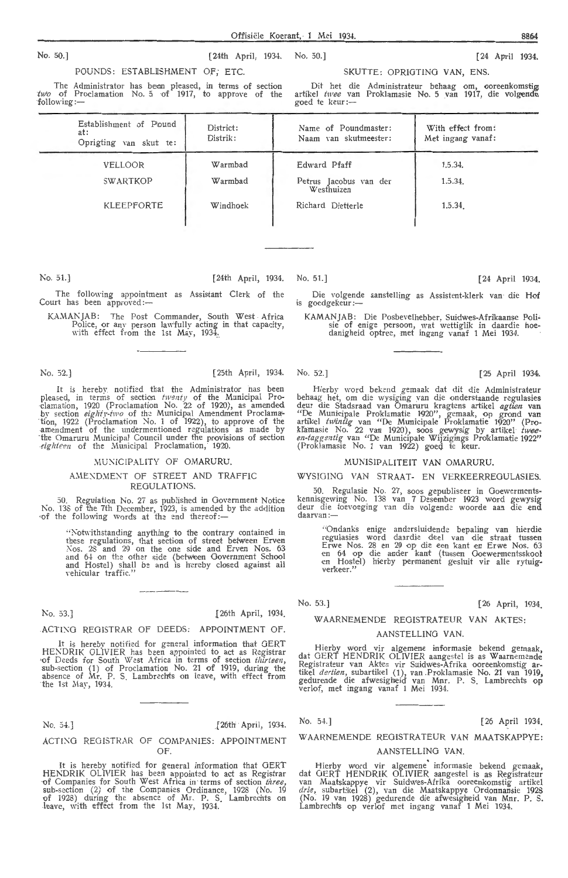No. 50.] [24th April, 1934.

POUNDS: ESTABLISHMENT OF, ETC.

The Administrator has been pleased, in terms of section *two* of Proclamation No. 5 of 1917, to approve of the following:—

No. 50.] [24 April 1934.

SKUTTE: OPRIGTING VAN, ENS.

Dit het die Administrateur behaag om, ooreenkomstig artikel *twee* van Proklamasie No. 5 van 1917, die volgende goed te keur:—

| Establishment of Pound at: Oprigting van skut te: | District: Distrik: | Name of Poundmaster: Naam van skutmeester: | With effect from: Met ingang vanaf: |
|---|---|---|---|
| VELLOOR | Warmbad | Edward Pfaff | 1.5.34. |
| SWARTKOP | Warmbad | Petrus Jacobus van der Westhuizen | 1.5.34. |
| KLEEPFORTE | Windhoek | Richard Dietterle | 1.5.34. |

No. 51.] [24th April, 1934.

The following appointment as Assistant Clerk of the Court has been approved:—

KAMANJAB: The Post Commander, South West Africa Police, or any person lawfully acting in that capacity, with effect from the 1st May, 1934.

No. 51.] [24 April 1934.

Die volgende aanstelling as Assistent-klerk van die Hof is goedgekeur:—

KAMANJAB: Die Posbevelhebber, Suidwes-Afrikaanse Polisie of enige persoon, wat wettiglik in daardie hoedanigheid optree, met ingang vanaf 1 Mei 1934.

No. 52.] [25th April, 1934.

It is hereby notified that the Administrator has been pleased, in terms of section *twenty* of the Municipal Proclamation, 1920 (Proclamation No. 22 of 1920), as amended by section *eighty-two* of the Municipal Amendment Proclamation, 1922 (Proclamation No. 1 of 1922), to approve of the amendment of the undermentioned regulations as made by the Omaruru Municipal Council under the provisions of section *eighteen* of the Municipal Proclamation, 1920.

MUNICIPALITY OF OMARURU.

AMENDMENT OF STREET AND TRAFFIC REGULATIONS.

50. Regulation No. 27 as published in Government Notice No. 138 of the 7th December, 1923, is amended by the addition of the following words at the end thereof:—

> "Notwithstanding anything to the contrary contained in these regulations, that section of street between Erven Nos. 28 and 29 on the one side and Erven Nos. 63 and 64 on the other side (between Government School and Hostel) shall be and is hereby closed against all vehicular traffic."

No. 52.] [25 April 1934.

Hierby word bekend gemaak dat dit die Administrateur behaag het, om die wysiging van die onderstaande regulasies deur die Stadsraad van Omaruru kragtens artikel *agtien* van "De Municipale Proklamatie 1920", gemaak, op grond van artikel *twintig* van "De Municipale Proklamatie 1920" (Proklamasie No. 22 van 1920), soos gewysig by artikel *twee-en-taggentig* van "De Municipale Wijzigings Proklamatie 1922" (Proklamasie No. 1 van 1922) goed te keur.

MUNISIPALITEIT VAN OMARURU.

WYSIGING VAN STRAAT- EN VERKEERREGULASIES.

50. Regulasie No. 27, soos gepubliseer in Goewermentskennisgewing No. 138 van 7 Desember 1923 word gewysig deur die toevoeging van die volgende woorde aan die end daarvan:—

> "Ondanks enige andersluidende bepaling van hierdie regulasies word daardie deel van die straat tussen Erwe Nos. 28 en 29 op die een kant en Erwe Nos. 63 en 64 op die ander kant (tussen Goewermentsskool en Hostel) hierby permanent gesluit vir alle rytuigverkeer."

No. 53.] [26th April, 1934.

ACTING REGISTRAR OF DEEDS: APPOINTMENT OF.

It is hereby notified for general information that GERT HENDRIK OLIVIER has been appointed to act as Registrar of Deeds for South West Africa in terms of section *thirteen*, sub-section (1) of Proclamation No. 21 of 1919, during the absence of Mr. P. S. Lambrechts on leave, with effect from the 1st May, 1934.

No. 53.] [26 April, 1934.

WAARNEMENDE REGISTRATEUR VAN AKTES: AANSTELLING VAN.

Hierby word vir algemene informasie bekend gemaak, dat GERT HENDRIK OLIVIER aangestel is as Waarnemende Registrateur van Aktes vir Suidwes-Afrika ooreenkomstig artikel *dertien*, subartikel (1), van Proklamasie No. 21 van 1919, gedurende die afwesigheid van Mnr. P. S. Lambrechts op verlof, met ingang vanaf 1 Mei 1934.

No. 54.] [26th April, 1934.

ACTING REGISTRAR OF COMPANIES: APPOINTMENT OF.

It is hereby notified for general information that GERT HENDRIK OLIVIER has been appointed to act as Registrar of Companies for South West Africa in terms of section *three*, sub-section (2) of the Companies Ordinance, 1928 (No. 19 of 1928) during the absence of Mr. P. S. Lambrechts on leave, with effect from the 1st May, 1934.

No. 54.] [26 April 1934.

WAARNEMENDE REGISTRATEUR VAN MAATSKAPPYE: AANSTELLING VAN.

Hierby word vir algemene informasie bekend gemaak, dat GERT HENDRIK OLIVIER aangestel is as Registrateur van Maatskappye vir Suidwes-Afrika ooreenkomstig artikel *drie*, subartikel (2), van die Maatskappye Ordonnansie 1928 (No. 19 van 1928) gedurende die afwesigheid van Mnr. P. S. Lambrechts op verlof met ingang vanaf 1 Mei 1934.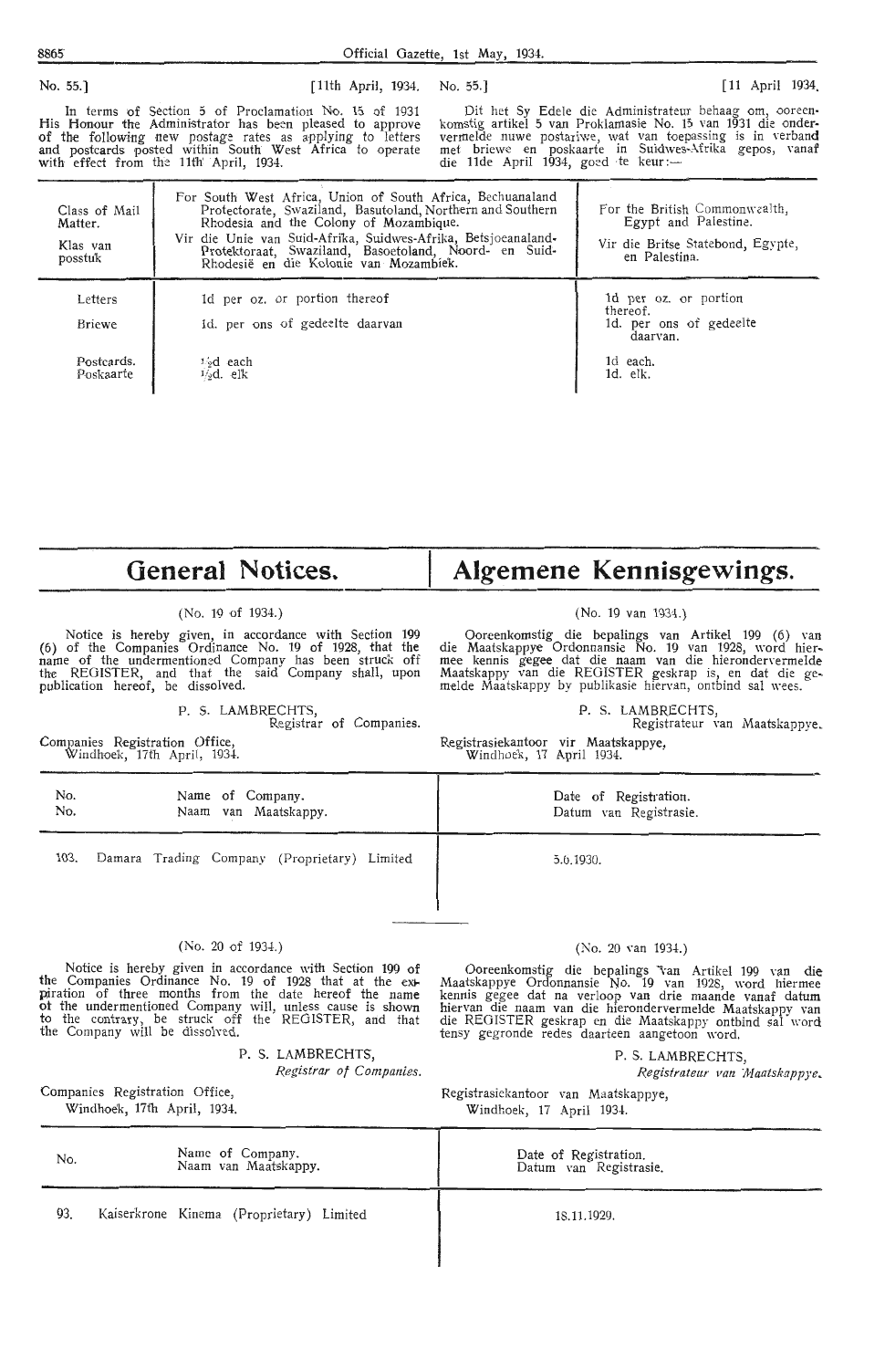No. 55.] [11th April, 1934.

In terms of Section 5 of Proclamation No. 15 of 1931 His Honour the Administrator has been pleased to approve of the following new postage rates as applying to letters and postcards posted within South West Africa to operate with effect from the 11th April, 1934.

No. 55.] [11 April 1934.

Dit het Sy Edele die Administrateur behaag om, ooreenkomstig artikel 5 van Proklamasie No. 15 van 1931 die ondervermelde nuwe postariwe, wat van toepassing is in verband met briewe en poskaarte in Suidwes-Afrika gepos, vanaf die 11de April 1934, goed te keur:—

| Class of Mail Matter. / Klas van posstuk | For South West Africa, Union of South Africa, Bechuanaland Protectorate, Swaziland, Basutoland, Northern and Southern Rhodesia and the Colony of Mozambique. / Vir die Unie van Suid-Afrika, Suidwes-Afrika, Betsjoeanaland-Protektoraat, Swaziland, Basoetoland, Noord- en Suid-Rhodesië en die Kolonie van Mozambiek. | For the British Commonwealth, Egypt and Palestine. / Vir die Britse Statebond, Egypte, en Palestina. |
|---|---|---|
| Letters / Briewe | 1d per oz. or portion thereof / 1d. per ons of gedeelte daarvan | 1d per oz. or portion thereof. / 1d. per ons of gedeelte daarvan. |
| Postcards. / Poskaarte | ½d each / ½d. elk | 1d each. / 1d. elk. |

# General Notices. / Algemene Kennisgewings.

(No. 19 of 1934.)

Notice is hereby given, in accordance with Section 199 (6) of the Companies Ordinance No. 19 of 1928, that the name of the undermentioned Company has been struck off the REGISTER, and that the said Company shall, upon publication hereof, be dissolved.

P. S. LAMBRECHTS,
Registrar of Companies.

Companies Registration Office,
Windhoek, 17th April, 1934.

(No. 19 van 1934.)

Ooreenkomstig die bepalings van Artikel 199 (6) van die Maatskappye Ordonnansie No. 19 van 1928, word hiermee kennis gegee dat die naam van die hierondervermelde Maatskappy van die REGISTER geskrap is, en dat die gemelde Maatskappy by publikasie hiervan, ontbind sal wees.

P. S. LAMBRECHTS,
Registrateur van Maatskappye.

Registrasiekantoor vir Maatskappye,
Windhoek, 17 April 1934.

| No. / No. | Name of Company. / Naam van Maatskappy. | Date of Registration. / Datum van Registrasie. |
|---|---|---|
| 103. | Damara Trading Company (Proprietary) Limited | 5.6.1930. |

(No. 20 of 1934.)

Notice is hereby given in accordance with Section 199 of the Companies Ordinance No. 19 of 1928 that at the expiration of three months from the date hereof the name of the undermentioned Company will, unless cause is shown to the contrary, be struck off the REGISTER, and that the Company will be dissolved.

P. S. LAMBRECHTS,
*Registrar of Companies.*

Companies Registration Office,
Windhoek, 17th April, 1934.

(No. 20 van 1934.)

Ooreenkomstig die bepalings van Artikel 199 van die Maatskappye Ordonnansie No. 19 van 1928, word hiermee kennis gegee dat na verloop van drie maande vanaf datum hiervan die naam van die hierondervermelde Maatskappy van die REGISTER geskrap en die Maatskappy ontbind sal word tensy gegronde redes daarteen aangetoon word.

P. S. LAMBRECHTS,
*Registrateur van Maatskappye.*

Registrasiekantoor van Maatskappye,
Windhoek, 17 April 1934.

| No. | Name of Company. / Naam van Maatskappy. | Date of Registration. / Datum van Registrasie. |
|---|---|---|
| 93. | Kaiserkrone Kinema (Proprietary) Limited | 18.11.1929. |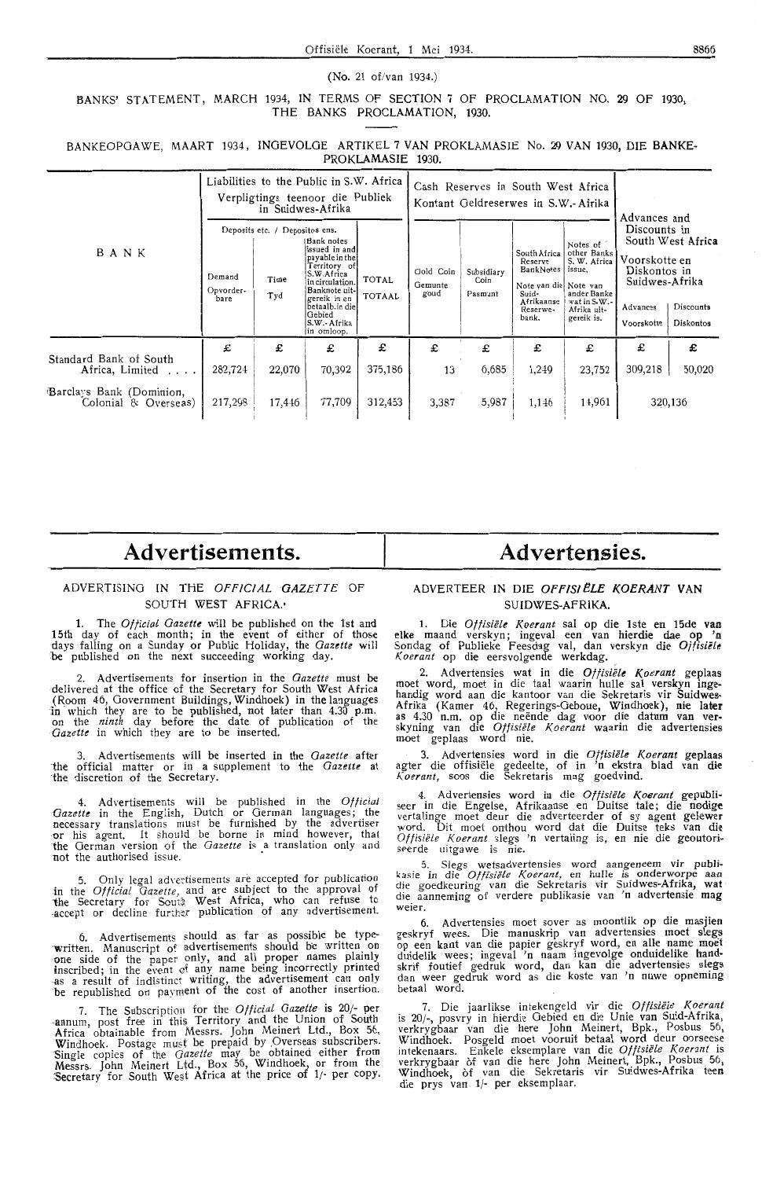(No. 21 of/van 1934.)

BANKS' STATEMENT, MARCH 1934, IN TERMS OF SECTION 7 OF PROCLAMATION NO. 29 OF 1930, THE BANKS PROCLAMATION, 1930.

BANKEOPGAWE, MAART 1934, INGEVOLGE ARTIKEL 7 VAN PROKLAMASIE No. 29 VAN 1930, DIE BANKE-PROKLAMASIE 1930.

| BANK | Liabilities to the Public in S.W. Africa / Verpligtings teenoor die Publiek in Suidwes-Afrika | | | | Cash Reserves in South West Africa / Kontant Geldreserwes in S.W.-Afrika | | | | Advances and Discounts in South West Africa / Voorskotte en Diskontos in Suidwes-Afrika | |
|---|---|---|---|---|---|---|---|---|---|---|
| | Deposits etc. / Depositos ens. | | | | | | | | | |
| | Demand / Opvorderbare | Time / Tyd | Bank notes issued in and payable in the Territory of S.W. Africa in circulation. / Banknote uitgereik in en betaalb. in die Gebied S.W.-Afrika in omloop. | TOTAL / TOTAAL | Gold Coin / Gemunte goud | Subsidiary Coin / Pasmunt | South Africa Reserve BankNotes / Note van die Suid-Afrikaanse Reserwebank. | Notes of other Banks S.W. Africa issue. / Note van ander Banke wat in S.W.-Afrika uitgereik is. | Advances / Voorskotte | Discounts / Diskontos |
| | £ | £ | £ | £ | £ | £ | £ | £ | £ | £ |
| Standard Bank of South Africa, Limited .... | 282,724 | 22,070 | 70,392 | 375,186 | 13 | 6,685 | 1,249 | 23,752 | 309,218 | 50,020 |
| Barclays Bank (Dominion, Colonial & Overseas) | 217,298 | 17,446 | 77,709 | 312,453 | 3,387 | 5,987 | 1,146 | 14,961 | 320,136 | |

# Advertisements.

## ADVERTISING IN THE *OFFICIAL GAZETTE* OF SOUTH WEST AFRICA.

1. The *Official Gazette* will be published on the 1st and 15th day of each month; in the event of either of those days falling on a Sunday or Public Holiday, the *Gazette* will be published on the next succeeding working day.

2. Advertisements for insertion in the *Gazette* must be delivered at the office of the Secretary for South West Africa (Room 46, Government Buildings, Windhoek) in the languages in which they are to be published, not later than 4.30 p.m. on the *ninth* day before the date of publication of the *Gazette* in which they are to be inserted.

3. Advertisements will be inserted in the *Gazette* after the official matter or in a supplement to the *Gazette* at the discretion of the Secretary.

4. Advertisements will be published in the *Official Gazette* in the English, Dutch or German languages; the necessary translations must be furnished by the advertiser or his agent. It should be borne in mind however, that the German version of the *Gazette* is a translation only and not the authorised issue.

5. Only legal advertisements are accepted for publication in the *Official Gazette*, and are subject to the approval of the Secretary for South West Africa, who can refuse to accept or decline further publication of any advertisement.

6. Advertisements should as far as possible be typewritten. Manuscript of advertisements should be written on one side of the paper only, and all proper names plainly inscribed; in the event of any name being incorrectly printed as a result of indistinct writing, the advertisement can only be republished on payment of the cost of another insertion.

7. The Subscription for the *Official Gazette* is 20/- per annum, post free in this Territory and the Union of South Africa obtainable from Messrs. John Meinert Ltd., Box 56, Windhoek. Postage must be prepaid by Overseas subscribers. Single copies of the *Gazette* may be obtained either from Messrs. John Meinert Ltd., Box 56, Windhoek, or from the Secretary for South West Africa at the price of 1/- per copy.

# Advertensies.

## ADVERTEER IN DIE *OFFISIËLE KOERANT* VAN SUIDWES-AFRIKA.

1. Die *Offisiële Koerant* sal op die 1ste en 15de van elke maand verskyn; ingeval een van hierdie dae op 'n Sondag of Publieke Feesdag val, dan verskyn die *Offisiële Koerant* op die eersvolgende werkdag.

2. Advertensies wat in die *Offisiële Koerant* geplaas moet word, moet in die taal waarin hulle sal verskyn ingehandig word aan die kantoor van die Sekretaris vir Suidwes-Afrika (Kamer 46, Regerings-Geboue, Windhoek), nie later as 4.30 n.m. op die neënde dag voor die datum van verskyning van die *Offisiële Koerant* waarin die advertensies moet geplaas word nie.

3. Advertensies word in die *Offisiële Koerant* geplaas agter die offisiële gedeelte, of in 'n ekstra blad van die *Koerant*, soos die Sekretaris mag goedvind.

4. Advertensies word in die *Offisiële Koerant* gepubliseer in die Engelse, Afrikaanse en Duitse tale; die nodige vertalinge moet deur die adverteerder of sy agent gelewer word. Dit moet onthou word dat die Duitse teks van die *Offisiële Koerant* slegs 'n vertaling is, en nie die geoutoriseerde uitgawe is nie.

5. Slegs wetsadvertensies word aangeneem vir publikasie in die *Offisiële Koerant*, en hulle is onderworpe aan die goedkeuring van die Sekretaris vir Suidwes-Afrika, wat die aanneming of verdere publikasie van 'n advertensie mag weier.

6. Advertensies moet sover as moontlik op die masjien geskryf wees. Die manuskrip van advertensies moet slegs op een kant van die papier geskryf word, en alle name moet duidelik wees; ingeval 'n naam ingevolge onduidelike handskrif foutief gedruk word, dan kan die advertensies slegs dan weer gedruk word as die koste van 'n nuwe opneming betaal word.

7. Die jaarlikse intekengeld vir die *Offisiële Koerant* is 20/-, posvry in hierdie Gebied en die Unie van Suid-Afrika, verkrygbaar van die here John Meinert, Bpk., Posbus 56, Windhoek. Posgeld moet vooruit betaal word deur oorseese intekenaars. Enkele eksemplare van die *Offisiële Koerant* is verkrygbaar óf van die here John Meinert, Bpk., Posbus 56, Windhoek, óf van die Sekretaris vir Suidwes-Afrika teen die prys van 1/- per eksemplaar.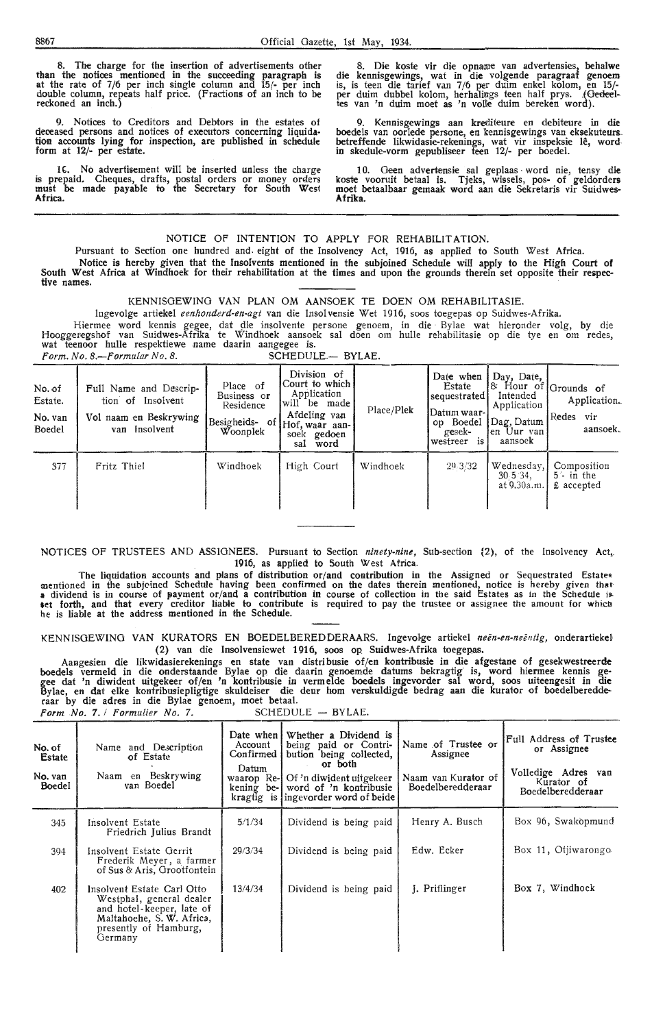8. The charge for the insertion of advertisements other than the notices mentioned in the succeeding paragraph is at the rate of 7/6 per inch single column and 15/- per inch double column, repeats half price. (Fractions of an inch to be reckoned an inch.)

9. Notices to Creditors and Debtors in the estates of deceased persons and notices of executors concerning liquidation accounts lying for inspection, are published in schedule form at 12/- per estate.

10. No advertisement will be inserted unless the charge is prepaid. Cheques, drafts, postal orders or money orders must be made payable to the Secretary for South West Africa.

8. Die koste vir die opname van advertensies, behalwe die kennisgewings, wat in die volgende paragraaf genoem is, is teen die tarief van 7/6 per duim enkel kolom, en 15/- per duim dubbel kolom, herhalings teen half prys. (Gedeeltes van 'n duim moet as 'n volle duim bereken word).

9. Kennisgewings aan krediteure en debiteure in die boedels van oorlede persone, en kennisgewings van eksekuteurs betreffende likwidasie-rekenings, wat vir inspeksie lê, word in skedule-vorm gepubliseer teen 12/- per boedel.

10. Geen advertensie sal geplaas word nie, tensy die koste vooruit betaal is. Tjeks, wissels, pos- of geldorders moet betaalbaar gemaak word aan die Sekretaris vir Suidwes-Afrika.

## NOTICE OF INTENTION TO APPLY FOR REHABILITATION.

Pursuant to Section one hundred and eight of the Insolvency Act, 1916, as applied to South West Africa.

**Notice is hereby given that the Insolvents mentioned in the subjoined Schedule will apply to the High Court of South West Africa at Windhoek for their rehabilitation at the times and upon the grounds therein set opposite their respective names.**

## KENNISGEWING VAN PLAN OM AANSOEK TE DOEN OM REHABILITASIE.

Ingevolge artikel *eenhonderd-en-agt* van die Insolvensie Wet 1916, soos toegepas op Suidwes-Afrika.

Hiermee word kennis gegee, dat die insolvente persone genoem, in die Bylae wat hieronder volg, by die Hooggeregshof van Suidwes-Afrika te Windhoek aansoek sal doen om hulle rehabilitasie op die tye en om redes, wat teenoor hulle respektiewe name daarin aangegee is.

*Form. No. 8.—Formular No. 8.* SCHEDULE.— BYLAE.

| No. of Estate. / No. van Boedel | Full Name and Description of Insolvent / Vol naam en Beskrywing van Insolvent | Place of Business or Residence / Besigheids- of Woonplek | Division of Court to which Application will be made / Afdeling van Hof, waar aansoek gedoen sal word | Place/Plek | Date when Estate sequestrated / Datum waarop Boedel gesekwestreer is | Day, Date, & Hour of Intended Application / Dag, Datum en Uur van aansoek | Grounds of Application. / Redes vir aansoek. |
|---|---|---|---|---|---|---|---|
| 377 | Fritz Thiel | Windhoek | High Court | Windhoek | 29/3/32 | Wednesday, 30/5/34, at 9.30a.m. | Composition 5/- in the £ accepted |

## NOTICES OF TRUSTEES AND ASSIGNEES.

Pursuant to Section *ninety-nine*, Sub-section (2), of the Insolvency Act, 1916, as applied to South West Africa.

**The liquidation accounts and plans of distribution or/and contribution in the Assigned or Sequestrated Estates mentioned in the subjoined Schedule having been confirmed on the dates therein mentioned, notice is hereby given that a dividend is in course of payment or/and a contribution in course of collection in the said Estates as in the Schedule is set forth, and that every creditor liable to contribute is required to pay the trustee or assignee the amount for which he is liable at the address mentioned in the Schedule.**

## KENNISGEWING VAN KURATORS EN BOEDELBEREDDERAARS.

Ingevolge artikel *neën-en-neëntig*, onderartiekel (2) van die Insolvensiewet 1916, soos op Suidwes-Afrika toegepas.

**Aangesien die likwidasierekenings en state van distribusie of/en kontribusie in die afgestane of gesekwestreerde boedels vermeld in die onderstaande Bylae op die daarin genoemde datums bekragtig is, word hiermee kennis gegee dat 'n diwident uitgekeer of/en 'n kontribusie in vermelde boedels ingevorder sal word, soos uiteengesit in die Bylae, en dat elke kontribusiepligtige skuldeiser die deur hom verskuldigde bedrag aan die kurator of boedelberedderaar by die adres in die Bylae genoem, moet betaal.**

*Form No. 7. / Formulier No. 7.* SCHEDULE — BYLAE.

| No. of Estate / No. van Boedel | Name and Description of Estate / Naam en Beskrywing van Boedel | Date when Account Confirmed / Datum waarop Rekening bekragtig is | Whether a Dividend is being paid or Contribution being collected, or both / Of 'n diwident uitgekeer word of 'n kontribusie ingevorder word of beide | Name of Trustee or Assignee / Naam van Kurator of Boedelberedderaar | Full Address of Trustee or Assignee / Volledige Adres van Kurator of Boedelberedderaar |
|---|---|---|---|---|---|
| 345 | Insolvent Estate Friedrich Julius Brandt | 5/1/34 | Dividend is being paid | Henry A. Busch | Box 96, Swakopmund |
| 394 | Insolvent Estate Gerrit Frederik Meyer, a farmer of Sus & Aris, Grootfontein | 29/3/34 | Dividend is being paid | Edw. Ecker | Box 11, Otjiwarongo |
| 402 | Insolvent Estate Carl Otto Westphal, general dealer and hotel-keeper, late of Maltahoehe, S. W. Africa, presently of Hamburg, Germany | 13/4/34 | Dividend is being paid | J. Priflinger | Box 7, Windhoek |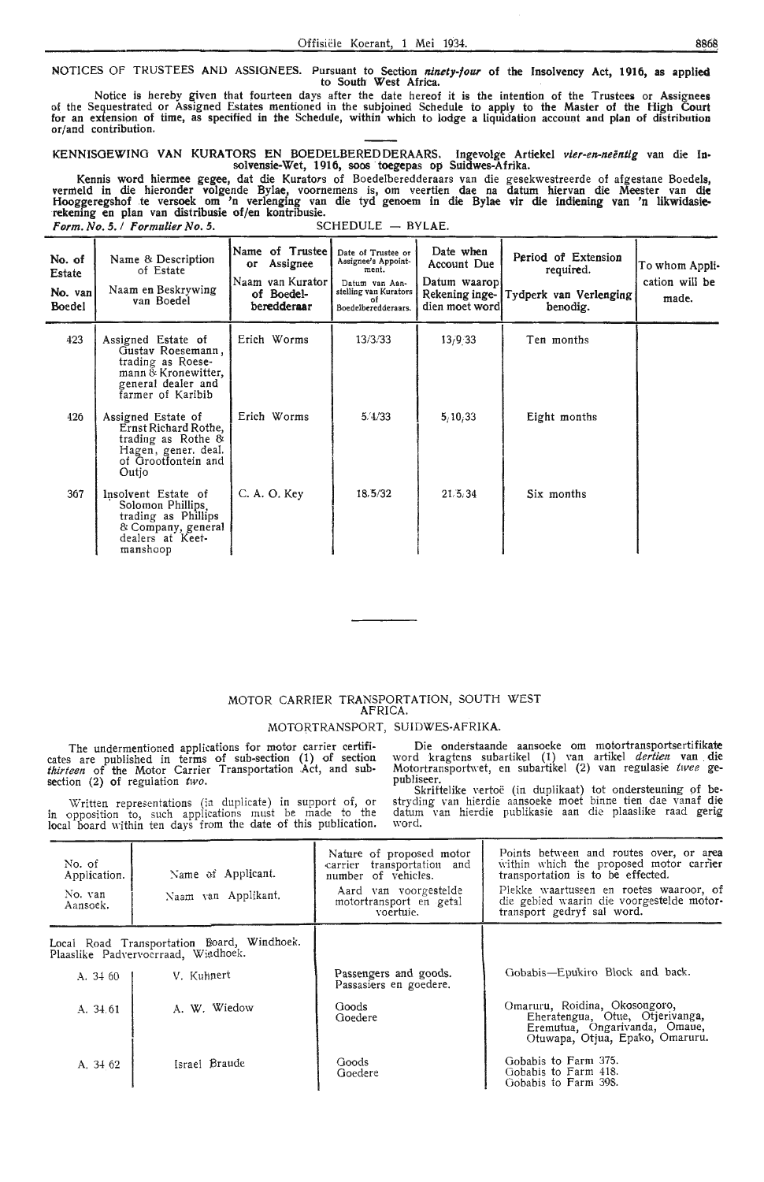NOTICES OF TRUSTEES AND ASSIGNEES. Pursuant to Section *ninety-four* of the Insolvency Act, 1916, as applied to South West Africa.

Notice is hereby given that fourteen days after the date hereof it is the intention of the Trustees or Assignees of the Sequestrated or Assigned Estates mentioned in the subjoined Schedule to apply to the Master of the High Court for an extension of time, as specified in the Schedule, within which to lodge a liquidation account and plan of distribution or/and contribution.

KENNISGEWING VAN KURATORS EN BOEDELBEREDDERAARS. Ingevolge Artiekel *vier-en-neëntig* van die Insolvensie-Wet, 1916, soos toegepas op Suidwes-Afrika.

Kennis word hiermee gegee, dat die Kurators of Boedelberedderaars van die gesekwestreerde of afgestane Boedels, vermeld in die hieronder volgende Bylae, voornemens is, om veertien dae na datum hiervan die Meester van die Hooggeregshof te versoek om 'n verlenging van die tyd genoem in die Bylae vir die indiening van 'n likwidasie-rekening en plan van distribusie of/en kontribusie.

*Form. No. 5. / Formulier No. 5.* SCHEDULE — BYLAE.

| No. of Estate / No. van Boedel | Name & Description of Estate / Naam en Beskrywing van Boedel | Name of Trustee or Assignee / Naam van Kurator of Boedelberedderaar | Date of Trustee or Assignee's Appointment. / Datum van Aanstelling van Kurators of Boedelberedderaars. | Date when Account Due / Datum waarop Rekening ingedien moet word | Period of Extension required. / Tydperk van Verlenging benodig. | To whom Application will be made. |
|---|---|---|---|---|---|---|
| 423 | Assigned Estate of Gustav Roesemann, trading as Roesemann & Kronewitter, general dealer and farmer of Karibib | Erich Worms | 13/3/33 | 13/9/33 | Ten months | |
| 426 | Assigned Estate of Ernst Richard Rothe, trading as Rothe & Hagen, gener. deal. of Grootfontein and Outjo | Erich Worms | 5/4/33 | 5/10/33 | Eight months | |
| 367 | Insolvent Estate of Solomon Phillips, trading as Phillips & Company, general dealers at Keetmanshoop | C. A. O. Key | 18/5/32 | 21/5/34 | Six months | |

MOTOR CARRIER TRANSPORTATION, SOUTH WEST AFRICA.

MOTORTRANSPORT, SUIDWES-AFRIKA.

The undermentioned applications for motor carrier certificates are published in terms of sub-section (1) of section *thirteen* of the Motor Carrier Transportation Act, and sub-section (2) of regulation *two*.

Written representations (in duplicate) in support of, or in opposition to, such applications must be made to the local board within ten days from the date of this publication.

Die onderstaande aansoeke om motortransportsertifikate word kragtens subartikel (1) van artikel *dertien* van die Motortransportwet, en subartikel (2) van regulasie *twee* gepubliseer.

Skriftelike vertoë (in duplikaat) tot ondersteuning of bestryding van hierdie aansoeke moet binne tien dae vanaf die datum van hierdie publikasie aan die plaaslike raad gerig word.

| No. of Application. / No. van Aansoek. | Name of Applicant. / Naam van Applikant. | Nature of proposed motor carrier transportation and number of vehicles. / Aard van voorgestelde motortransport en getal voertuie. | Points between and routes over, or area within which the proposed motor carrier transportation is to be effected. / Plekke waartussen en roetes waaroor, of die gebied waarin die voorgestelde motortransport gedryf sal word. |
|---|---|---|---|
| Local Road Transportation Board, Windhoek. Plaaslike Padvervoerraad, Windhoek. | | | |
| A. 34/60 | V. Kuhnert | Passengers and goods. Passasiers en goedere. | Gobabis—Epukiro Block and back. |
| A. 34/61 | A. W. Wiedow | Goods Goedere | Omaruru, Roidina, Okosongoro, Eheratengua, Otue, Otjerivanga, Eremutua, Ongarivanda, Omaue, Otuwapa, Otjua, Epako, Omaruru. |
| A. 34/62 | Israel Braude | Goods Goedere | Gobabis to Farm 375. Gobabis to Farm 418. Gobabis to Farm 398. |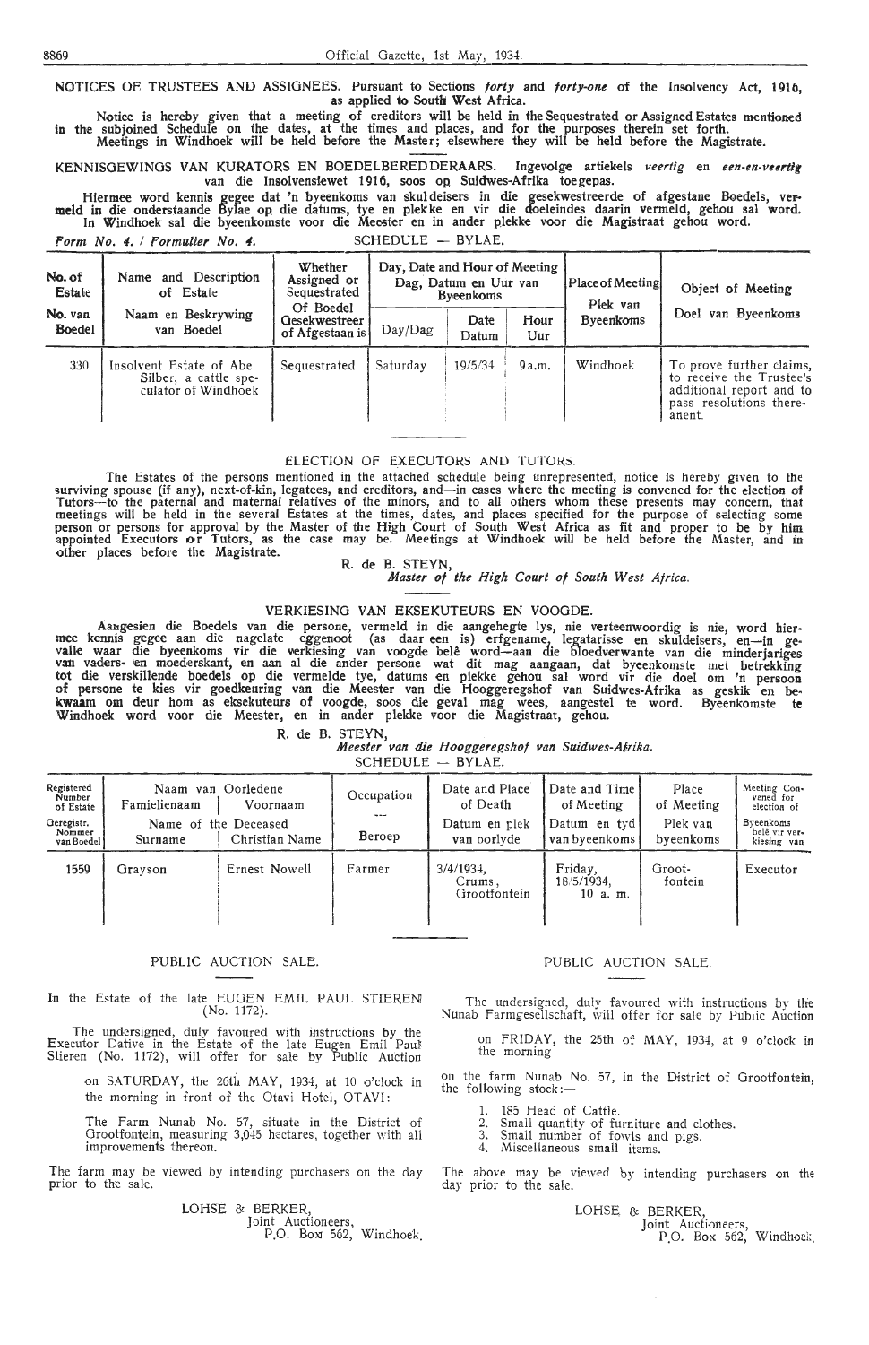NOTICES OF TRUSTEES AND ASSIGNEES. Pursuant to Sections *forty* and *forty-one* of the Insolvency Act, 1916, as applied to South West Africa.

Notice is hereby given that a meeting of creditors will be held in the Sequestrated or Assigned Estates mentioned in the subjoined Schedule on the dates, at the times and places, and for the purposes therein set forth.

Meetings in Windhoek will be held before the Master; elsewhere they will be held before the Magistrate.

KENNISGEWINGS VAN KURATORS EN BOEDELBEREDDERAARS. Ingevolge artiekels *veertig* en *een-en-veertig* van die Insolvensiewet 1916, soos op Suidwes-Afrika toegepas.

Hiermee word kennis gegee dat 'n byeenkoms van skuldeisers in die gesekwestreerde of afgestane Boedels, vermeld in die onderstaande Bylae op die datums, tye en plekke en vir die doeleindes daarin vermeld, gehou sal word. In Windhoek sal die byeenkomste voor die Meester en in ander plekke voor die Magistraat gehou word.

*Form No. 4. / Formulier No. 4.* SCHEDULE — BYLAE.

| No. of Estate / No. van Boedel | Name and Description of Estate / Naam en Beskrywing van Boedel | Whether Assigned or Sequestrated / Of Boedel Gesekwestreer of Afgestaan is | Day, Date and Hour of Meeting / Dag, Datum en Uur van Byeenkoms | | | Place of Meeting / Plek van Byeenkoms | Object of Meeting / Doel van Byeenkoms |
|---|---|---|---|---|---|---|---|
| | | | Day/Dag | Date / Datum | Hour / Uur | | |
| 330 | Insolvent Estate of Abe Silber, a cattle speculator of Windhoek | Sequestrated | Saturday | 19/5/34 | 9 a.m. | Windhoek | To prove further claims, to receive the Trustee's additional report and to pass resolutions thereanent. |

## ELECTION OF EXECUTORS AND TUTORS.

The Estates of the persons mentioned in the attached schedule being unrepresented, notice is hereby given to the surviving spouse (if any), next-of-kin, legatees, and creditors, and—in cases where the meeting is convened for the election of Tutors—to the paternal and maternal relatives of the minors, and to all others whom these presents may concern, that meetings will be held in the several Estates at the times, dates, and places specified for the purpose of selecting some person or persons for approval by the Master of the High Court of South West Africa as fit and proper to be by him appointed Executors or Tutors, as the case may be. Meetings at Windhoek will be held before the Master, and in other places before the Magistrate.

R. de B. STEYN,
*Master of the High Court of South West Africa.*

## VERKIESING VAN EKSEKUTEURS EN VOOGDE.

Aangesien die Boedels van die persone, vermeld in die aangehegte lys, nie verteenwoordig is nie, word hiermee kennis gegee aan die nagelate eggenoot (as daar een is) erfgename, legatarisse en skuldeisers, en—in gevalle waar die byeenkoms vir die verkiesing van voogde belê word—aan die bloedverwante van die minderjariges van vaders- en moederskant, en aan al die ander persone wat dit mag aangaan, dat byeenkomste met betrekking tot die verskillende boedels op die vermelde tye, datums en plekke gehou sal word vir die doel om 'n persoon of persone te kies vir goedkeuring van die Meester van die Hooggeregshof van Suidwes-Afrika as geskik en bekwaam om deur hom as eksekuteurs of voogde, soos die geval mag wees, aangestel te word. Byeenkomste te Windhoek word voor die Meester, en in ander plekke voor die Magistraat, gehou.

R. de B. STEYN,
*Meester van die Hooggeregshof van Suidwes-Afrika.*

SCHEDULE — BYLAE.

| Registered Number of Estate / Geregistr. Nommer van Boedel | Naam van Oorledene / Name of the Deceased — Famielienaam / Surname | Voornaam / Christian Name | Occupation / Beroep | Date and Place of Death / Datum en plek van oorlyde | Date and Time of Meeting / Datum en tyd van byeenkoms | Place of Meeting / Plek van byeenkoms | Meeting Convened for election of / Byeenkoms belê vir verkiesing van |
|---|---|---|---|---|---|---|---|
| 1559 | Grayson | Ernest Nowell | Farmer | 3/4/1934, Crums, Grootfontein | Friday, 18/5/1934, 10 a. m. | Grootfontein | Executor |

## PUBLIC AUCTION SALE.

In the Estate of the late EUGEN EMIL PAUL STIEREN (No. 1172).

The undersigned, duly favoured with instructions by the Executor Dative in the Estate of the late Eugen Emil Paul Stieren (No. 1172), will offer for sale by Public Auction

on SATURDAY, the 26th MAY, 1934, at 10 o'clock in the morning in front of the Otavi Hotel, OTAVI:

The Farm Nunab No. 57, situate in the District of Grootfontein, measuring 3,045 hectares, together with all improvements thereon.

The farm may be viewed by intending purchasers on the day prior to the sale.

LOHSE & BERKER,
Joint Auctioneers,
P.O. Box 562, Windhoek.

## PUBLIC AUCTION SALE.

The undersigned, duly favoured with instructions by the Nunab Farmgesellschaft, will offer for sale by Public Auction

on FRIDAY, the 25th of MAY, 1934, at 9 o'clock in the morning

on the farm Nunab No. 57, in the District of Grootfontein, the following stock:—

1. 185 Head of Cattle.
2. Small quantity of furniture and clothes.
3. Small number of fowls and pigs.
4. Miscellaneous small items.

The above may be viewed by intending purchasers on the day prior to the sale.

LOHSE & BERKER,
Joint Auctioneers,
P.O. Box 562, Windhoek.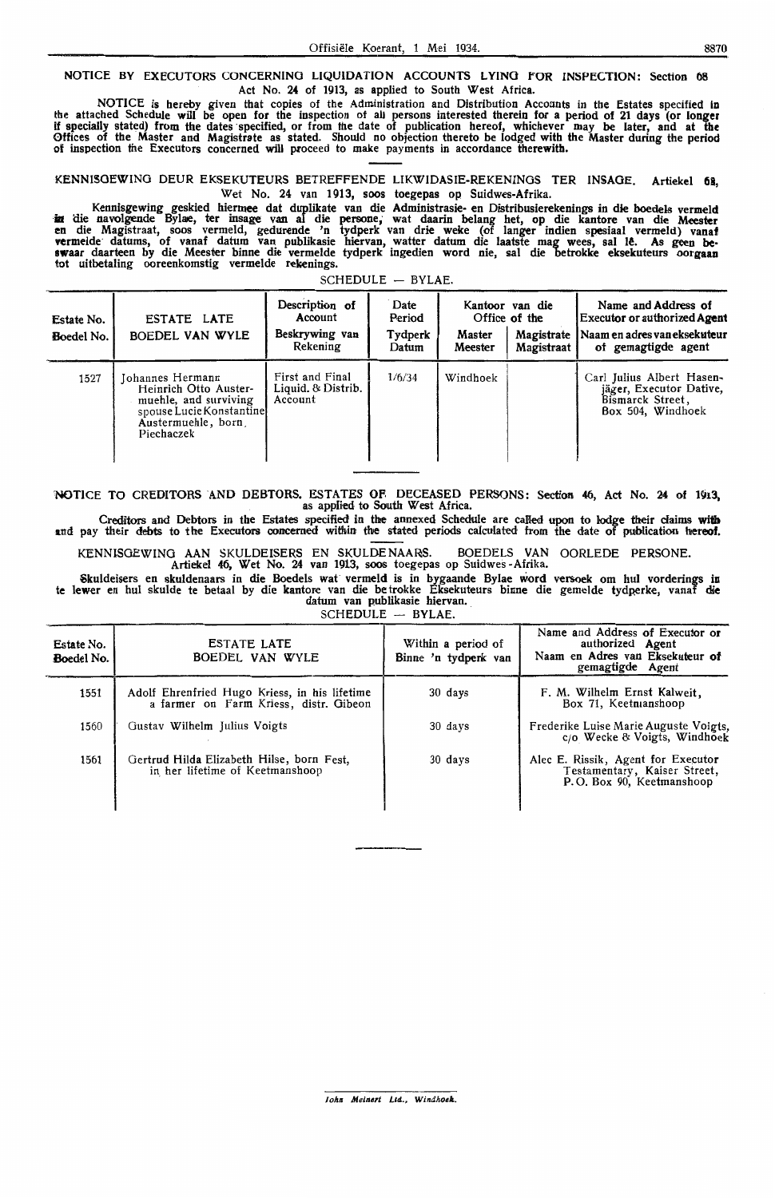## NOTICE BY EXECUTORS CONCERNING LIQUIDATION ACCOUNTS LYING FOR INSPECTION: Section 68 Act No. 24 of 1913, as applied to South West Africa.

NOTICE is hereby given that copies of the Administration and Distribution Accounts in the Estates specified in the attached Schedule will be open for the inspection of all persons interested therein for a period of 21 days (or longer if specially stated) from the dates specified, or from the date of publication hereof, whichever may be later, and at the Offices of the Master and Magistrate as stated. Should no objection thereto be lodged with the Master during the period of inspection the Executors concerned will proceed to make payments in accordance therewith.

## KENNISGEWING DEUR EKSEKUTEURS BETREFFENDE LIKWIDASIE-REKENINGS TER INSAGE. Artiekel 68, Wet No. 24 van 1913, soos toegepas op Suidwes-Afrika.

Kennisgewing geskied hiermee dat duplikate van die Administrasie- en Distribusierekenings in die boedels vermeld in die navolgende Bylae, ter insage van al die persone, wat daarin belang het, op die kantore van die Meester en die Magistraat, soos vermeld, gedurende 'n tydperk van drie weke (of langer indien spesiaal vermeld) vanaf vermelde datums, of vanaf datum van publikasie hiervan, watter datum die laatste mag wees, sal lê. As geen beswaar daarteen by die Meester binne die vermelde tydperk ingedien word nie, sal die betrokke eksekuteurs oorgaan tot uitbetaling ooreenkomstig vermelde rekenings.

SCHEDULE — BYLAE.

| Estate No. Boedel No. | ESTATE LATE BOEDEL VAN WYLE | Description of Account Beskrywing van Rekening | Date Period Tydperk Datum | Kantoor van die Office of the Master Meester | Magistrate Magistraat | Name and Address of Executor or authorized Agent Naam en adres van eksekuteur of gemagtigde agent |
|---|---|---|---|---|---|---|
| 1527 | Johannes Hermann Heinrich Otto Austermuehle, and surviving spouse Lucie Konstantine Austermuehle, born Piechaczek | First and Final Liquid. & Distrib. Account | 1/6/34 | Windhoek | | Carl Julius Albert Hasenjäger, Executor Dative, Bismarck Street, Box 504, Windhoek |

## NOTICE TO CREDITORS AND DEBTORS. ESTATES OF DECEASED PERSONS: Section 46, Act No. 24 of 1913, as applied to South West Africa.

Creditors and Debtors in the Estates specified in the annexed Schedule are called upon to lodge their claims with and pay their debts to the Executors concerned within the stated periods calculated from the date of publication hereof.

## KENNISGEWING AAN SKULDEISERS EN SKULDENAARS. BOEDELS VAN OORLEDE PERSONE. Artiekel 46, Wet No. 24 van 1913, soos toegepas op Suidwes-Afrika.

Skuldeisers en skuldenaars in die Boedels wat vermeld is in bygaande Bylae word versoek om hul vorderings in te lewer en hul skulde te betaal by die kantore van die betrokke Eksekuteurs binne die gemelde tydperke, vanaf die datum van publikasie hiervan.

SCHEDULE — BYLAE.

| Estate No. Boedel No. | ESTATE LATE BOEDEL VAN WYLE | Within a period of Binne 'n tydperk van | Name and Address of Executor or authorized Agent Naam en Adres van Eksekuteur of gemagtigde Agent |
|---|---|---|---|
| 1551 | Adolf Ehrenfried Hugo Kriess, in his lifetime a farmer on Farm Kriess, distr. Gibeon | 30 days | F. M. Wilhelm Ernst Kalweit, Box 71, Keetmanshoop |
| 1560 | Gustav Wilhelm Julius Voigts | 30 days | Frederike Luise Marie Auguste Voigts, c/o Wecke & Voigts, Windhoek |
| 1561 | Gertrud Hilda Elizabeth Hilse, born Fest, in her lifetime of Keetmanshoop | 30 days | Alec E. Rissik, Agent for Executor Testamentary, Kaiser Street, P. O. Box 90, Keetmanshoop |

*John Meinert Ltd., Windhoek.*